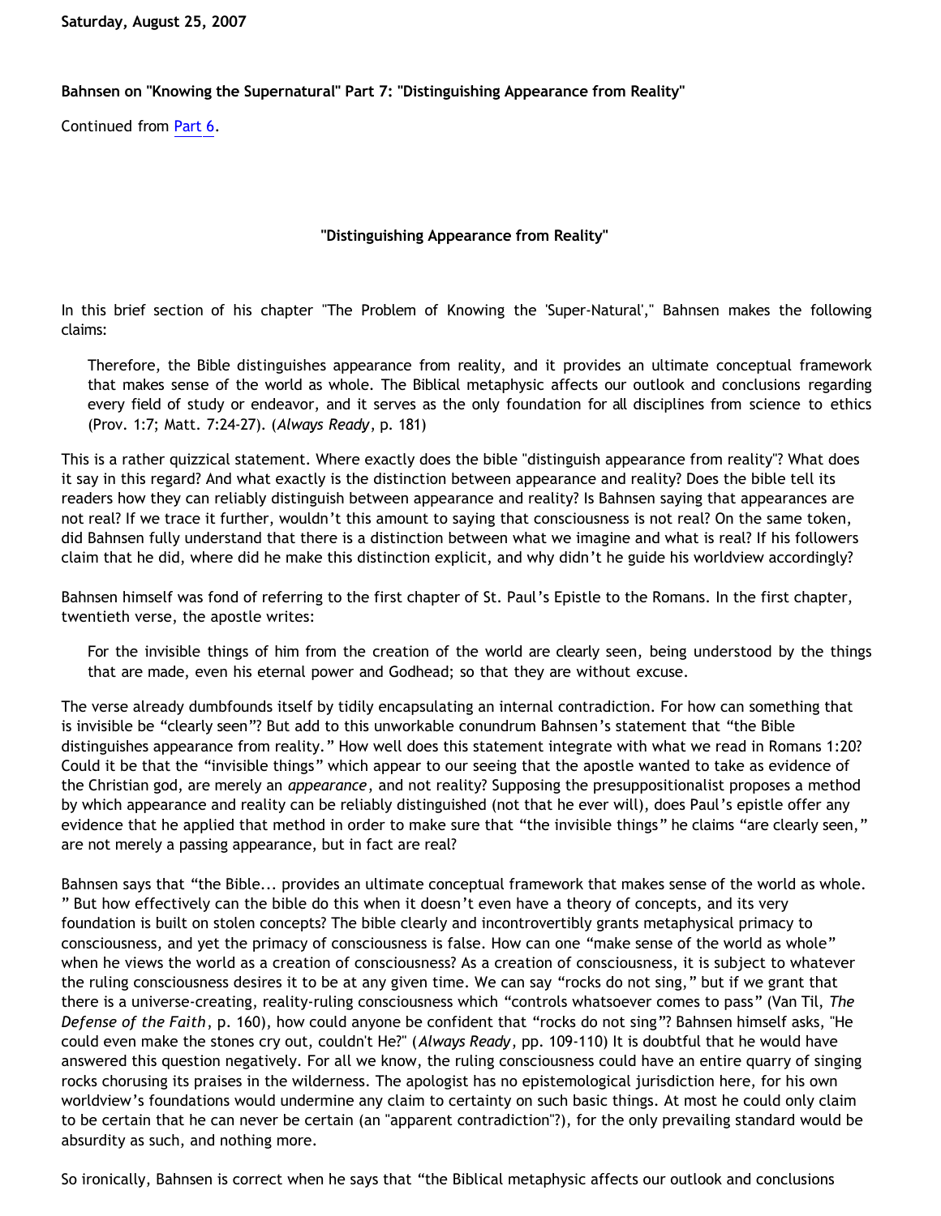**Saturday, August 25, 2007**

**Bahnsen on "Knowing the Supernatural" Part 7: "Distinguishing Appearance from Reality"**

Continued from Part 6.

**"Distinguishing Appearance from Reality"**

In this brief section of his chapter "The Problem of Knowing the 'Super-Natural'," Bahnsen makes the following claims:

> Therefore, the Bible distinguishes appearance from reality, and it provides an ultimate conceptual framework that makes sense of the world as whole. The Biblical metaphysic affects our outlook and conclusions regarding every field of study or endeavor, and it serves as the only foundation for all disciplines from science to ethics (Prov. 1:7; Matt. 7:24-27). (*Always Ready*, p. 181)

This is a rather quizzical statement. Where exactly does the bible "distinguish appearance from reality"? What does it say in this regard? And what exactly is the distinction between appearance and reality? Does the bible tell its readers how they can reliably distinguish between appearance and reality? Is Bahnsen saying that appearances are not real? If we trace it further, wouldn't this amount to saying that consciousness is not real? On the same token, did Bahnsen fully understand that there is a distinction between what we imagine and what is real? If his followers claim that he did, where did he make this distinction explicit, and why didn't he guide his worldview accordingly?

Bahnsen himself was fond of referring to the first chapter of St. Paul's Epistle to the Romans. In the first chapter, twentieth verse, the apostle writes:

> For the invisible things of him from the creation of the world are clearly seen, being understood by the things that are made, even his eternal power and Godhead; so that they are without excuse.

The verse already dumbfounds itself by tidily encapsulating an internal contradiction. For how can something that is invisible be "clearly seen"? But add to this unworkable conundrum Bahnsen's statement that "the Bible distinguishes appearance from reality." How well does this statement integrate with what we read in Romans 1:20? Could it be that the "invisible things" which appear to our seeing that the apostle wanted to take as evidence of the Christian god, are merely an *appearance*, and not reality? Supposing the presuppositionalist proposes a method by which appearance and reality can be reliably distinguished (not that he ever will), does Paul's epistle offer any evidence that he applied that method in order to make sure that "the invisible things" he claims "are clearly seen," are not merely a passing appearance, but in fact are real?

Bahnsen says that "the Bible... provides an ultimate conceptual framework that makes sense of the world as whole." But how effectively can the bible do this when it doesn't even have a theory of concepts, and its very foundation is built on stolen concepts? The bible clearly and incontrovertibly grants metaphysical primacy to consciousness, and yet the primacy of consciousness is false. How can one "make sense of the world as whole" when he views the world as a creation of consciousness? As a creation of consciousness, it is subject to whatever the ruling consciousness desires it to be at any given time. We can say "rocks do not sing," but if we grant that there is a universe-creating, reality-ruling consciousness which "controls whatsoever comes to pass" (Van Til, *The Defense of the Faith*, p. 160), how could anyone be confident that "rocks do not sing"? Bahnsen himself asks, "He could even make the stones cry out, couldn't He?" (*Always Ready*, pp. 109-110) It is doubtful that he would have answered this question negatively. For all we know, the ruling consciousness could have an entire quarry of singing rocks chorusing its praises in the wilderness. The apologist has no epistemological jurisdiction here, for his own worldview's foundations would undermine any claim to certainty on such basic things. At most he could only claim to be certain that he can never be certain (an "apparent contradiction"?), for the only prevailing standard would be absurdity as such, and nothing more.

So ironically, Bahnsen is correct when he says that "the Biblical metaphysic affects our outlook and conclusions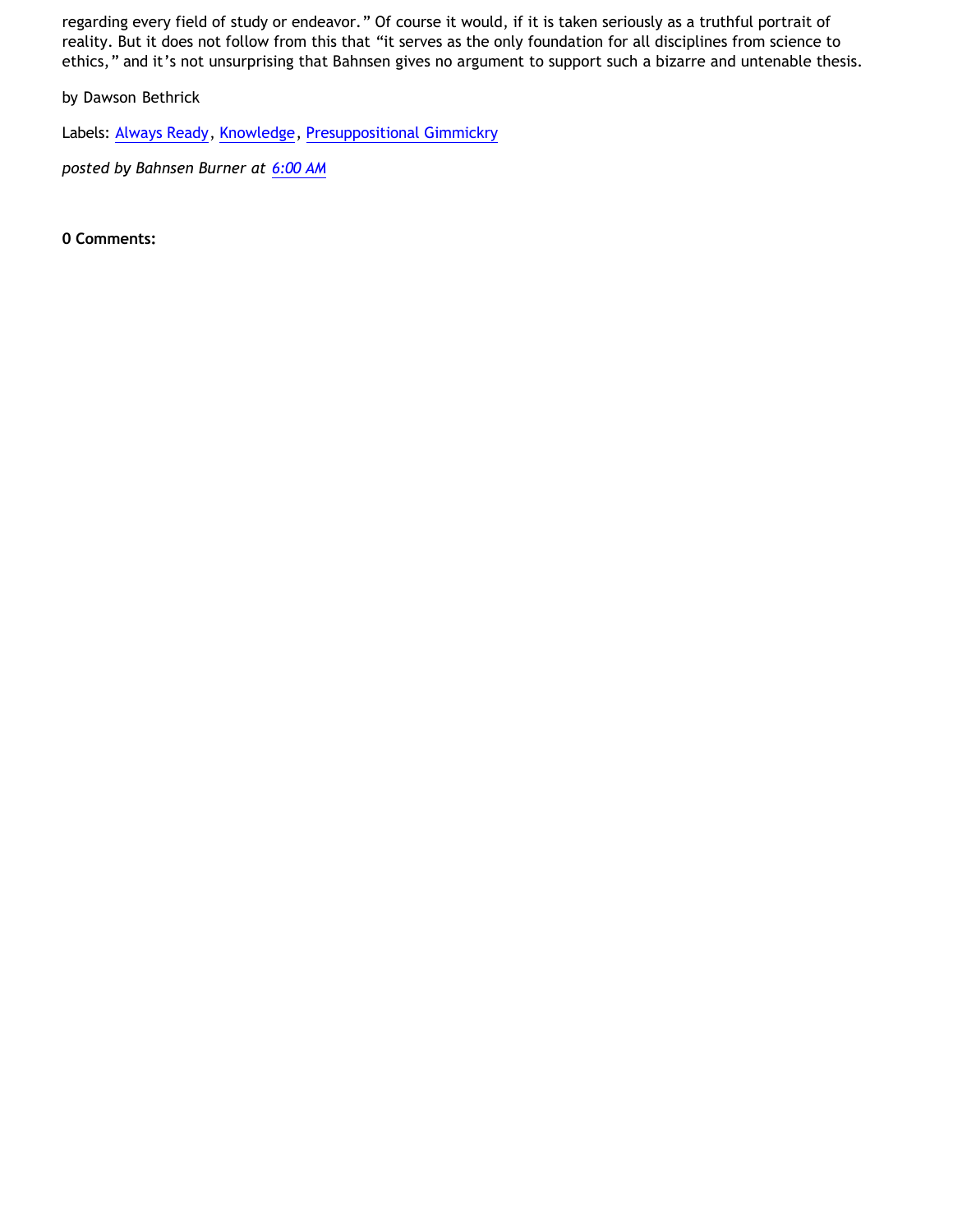regarding every field of study or endeavor." Of course it would, if it is taken seriously as a truthful portrait of reality. But it does not follow from this that "it serves as the only foundation for all disciplines from science to ethics," and it's not unsurprising that Bahnsen gives no argument to support such a bizarre and untenable thesis.

by Dawson Bethrick

Labels: Always Ready, Knowledge, Presuppositional Gimmickry

*posted by Bahnsen Burner at 6:00 AM*

**0 Comments:**